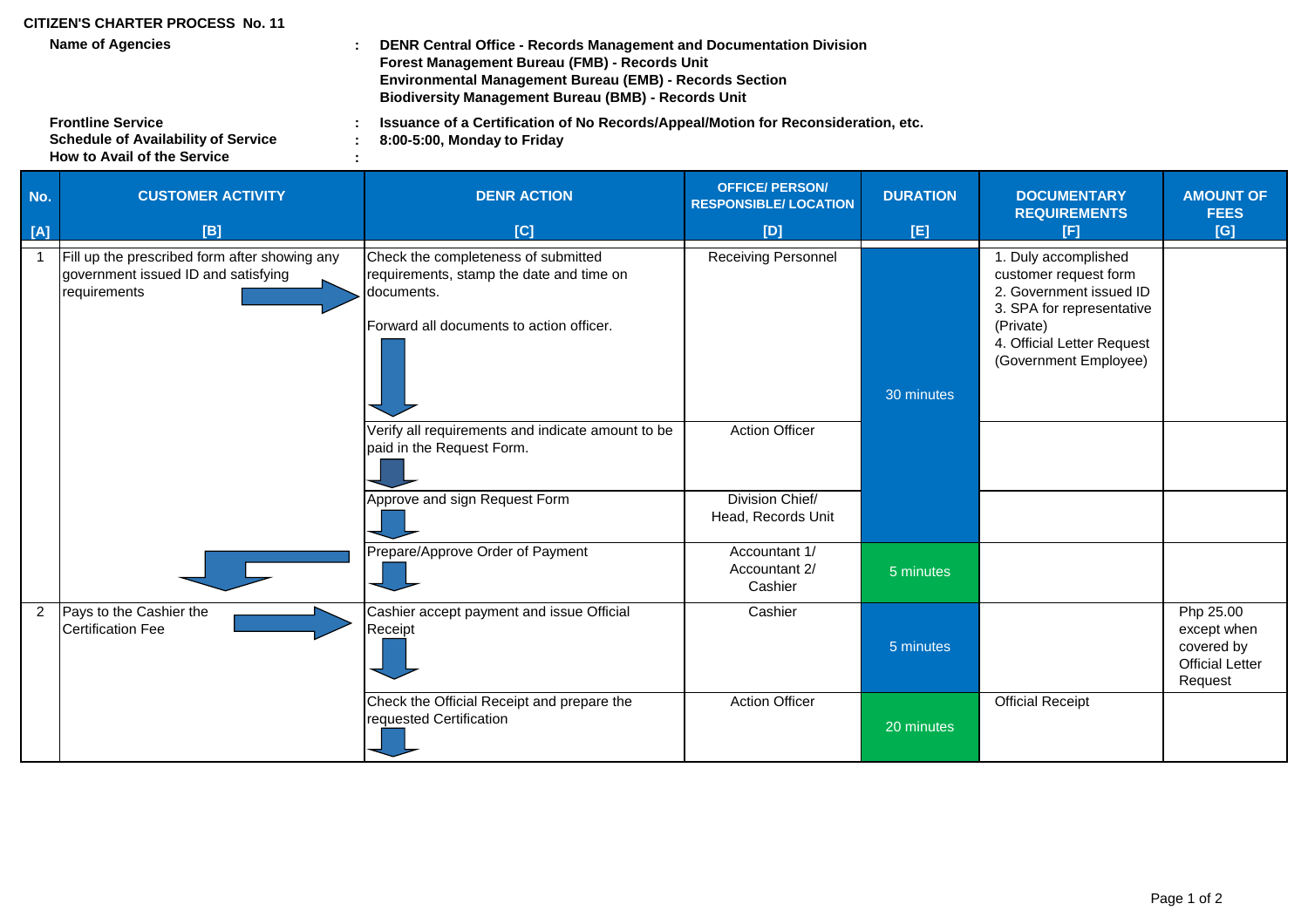**CITIZEN'S CHARTER PROCESS No. 11**

**Name of Agencies** : **DENR Central Office - Records Management and Documentation Division**
**Forest Management Bureau (FMB) - Records Unit**
**Environmental Management Bureau (EMB) - Records Section**
**Biodiversity Management Bureau (BMB) - Records Unit**

**Frontline Service** : **Issuance of a Certification of No Records/Appeal/Motion for Reconsideration, etc.**
**Schedule of Availability of Service** : **8:00-5:00, Monday to Friday**
**How to Avail of the Service** :

| No. [A] | CUSTOMER ACTIVITY [B] | DENR ACTION [C] | OFFICE/ PERSON/ RESPONSIBLE/ LOCATION [D] | DURATION [E] | DOCUMENTARY REQUIREMENTS [F] | AMOUNT OF FEES [G] |
|---|---|---|---|---|---|---|
| 1 | Fill up the prescribed form after showing any government issued ID and satisfying requirements | Check the completeness of submitted requirements, stamp the date and time on documents. Forward all documents to action officer. | Receiving Personnel | 30 minutes | 1. Duly accomplished customer request form 2. Government issued ID 3. SPA for representative (Private) 4. Official Letter Request (Government Employee) | |
| | | Verify all requirements and indicate amount to be paid in the Request Form. | Action Officer | | | |
| | | Approve and sign Request Form | Division Chief/ Head, Records Unit | | | |
| | | Prepare/Approve Order of Payment | Accountant 1/ Accountant 2/ Cashier | 5 minutes | | |
| 2 | Pays to the Cashier the Certification Fee | Cashier accept payment and issue Official Receipt | Cashier | 5 minutes | | Php 25.00 except when covered by Official Letter Request |
| | | Check the Official Receipt and prepare the requested Certification | Action Officer | 20 minutes | Official Receipt | |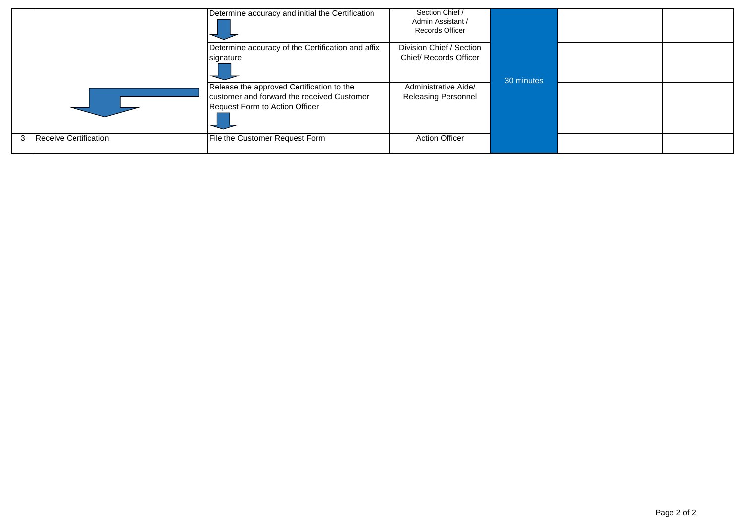| | | | | | | |
|---|---|---|---|---|---|---|
| | | Determine accuracy and initial the Certification | Section Chief / Admin Assistant / Records Officer | 30 minutes | | |
| | | Determine accuracy of the Certification and affix signature | Division Chief / Section Chief/ Records Officer | | | |
| | | Release the approved Certification to the customer and forward the received Customer Request Form to Action Officer | Administrative Aide/ Releasing Personnel | | | |
| 3 | Receive Certification | File the Customer Request Form | Action Officer | | | |